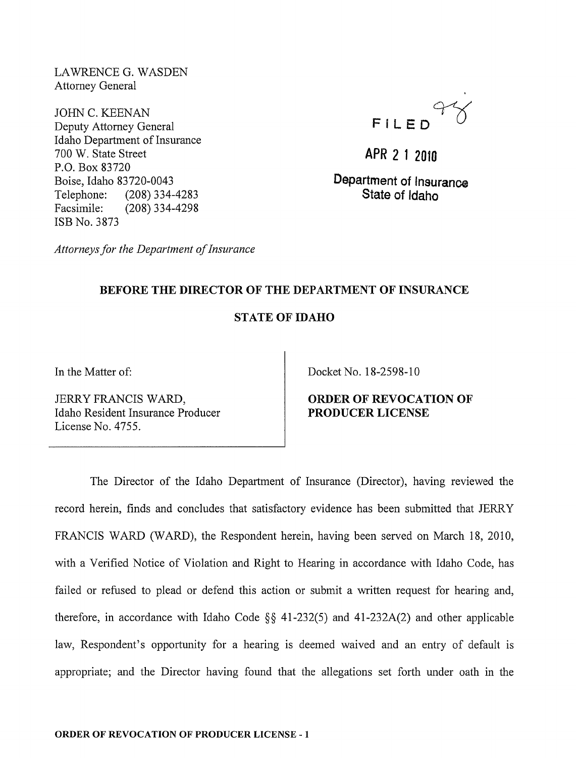LAWRENCE G. WASDEN
Attorney General

JOHN C. KEENAN
Deputy Attorney General
Idaho Department of Insurance
700 W. State Street
P.O. Box 83720
Boise, Idaho 83720-0043
Telephone: (208) 334-4283
Facsimile: (208) 334-4298
ISB No. 3873

*Attorneys for the Department of Insurance*

FILED

APR 21 2010

Department of Insurance
State of Idaho

**BEFORE THE DIRECTOR OF THE DEPARTMENT OF INSURANCE**

**STATE OF IDAHO**

| | |
|---|---|
| In the Matter of:<br><br>JERRY FRANCIS WARD,<br>Idaho Resident Insurance Producer<br>License No. 4755. | Docket No. 18-2598-10<br><br>**ORDER OF REVOCATION OF PRODUCER LICENSE** |

The Director of the Idaho Department of Insurance (Director), having reviewed the record herein, finds and concludes that satisfactory evidence has been submitted that JERRY FRANCIS WARD (WARD), the Respondent herein, having been served on March 18, 2010, with a Verified Notice of Violation and Right to Hearing in accordance with Idaho Code, has failed or refused to plead or defend this action or submit a written request for hearing and, therefore, in accordance with Idaho Code §§ 41-232(5) and 41-232A(2) and other applicable law, Respondent's opportunity for a hearing is deemed waived and an entry of default is appropriate; and the Director having found that the allegations set forth under oath in the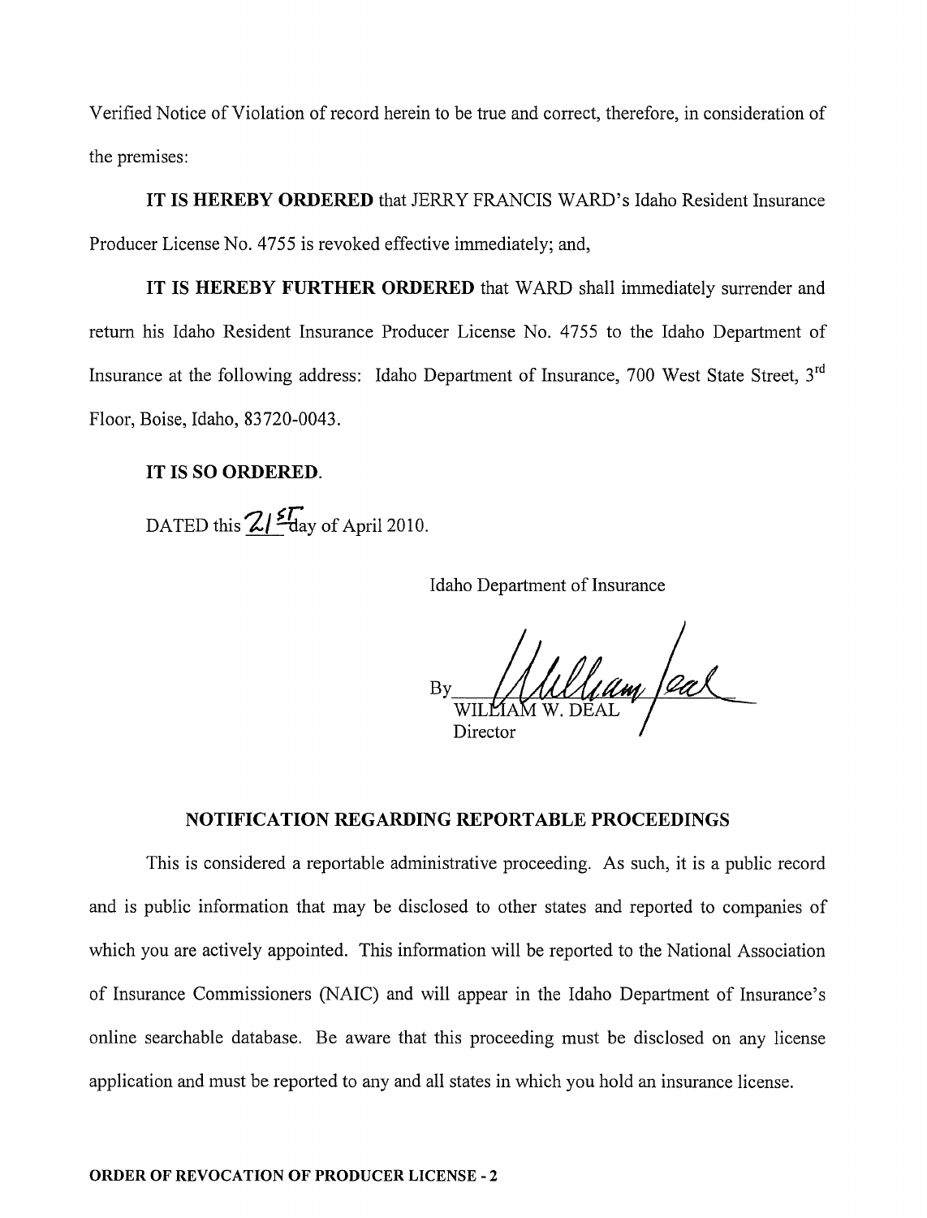Verified Notice of Violation of record herein to be true and correct, therefore, in consideration of the premises:

**IT IS HEREBY ORDERED** that JERRY FRANCIS WARD's Idaho Resident Insurance Producer License No. 4755 is revoked effective immediately; and,

**IT IS HEREBY FURTHER ORDERED** that WARD shall immediately surrender and return his Idaho Resident Insurance Producer License No. 4755 to the Idaho Department of Insurance at the following address: Idaho Department of Insurance, 700 West State Street, 3rd Floor, Boise, Idaho, 83720-0043.

**IT IS SO ORDERED.**

DATED this 21st day of April 2010.

Idaho Department of Insurance

By ___William Deal___
WILLIAM W. DEAL
Director

## NOTIFICATION REGARDING REPORTABLE PROCEEDINGS

This is considered a reportable administrative proceeding. As such, it is a public record and is public information that may be disclosed to other states and reported to companies of which you are actively appointed. This information will be reported to the National Association of Insurance Commissioners (NAIC) and will appear in the Idaho Department of Insurance's online searchable database. Be aware that this proceeding must be disclosed on any license application and must be reported to any and all states in which you hold an insurance license.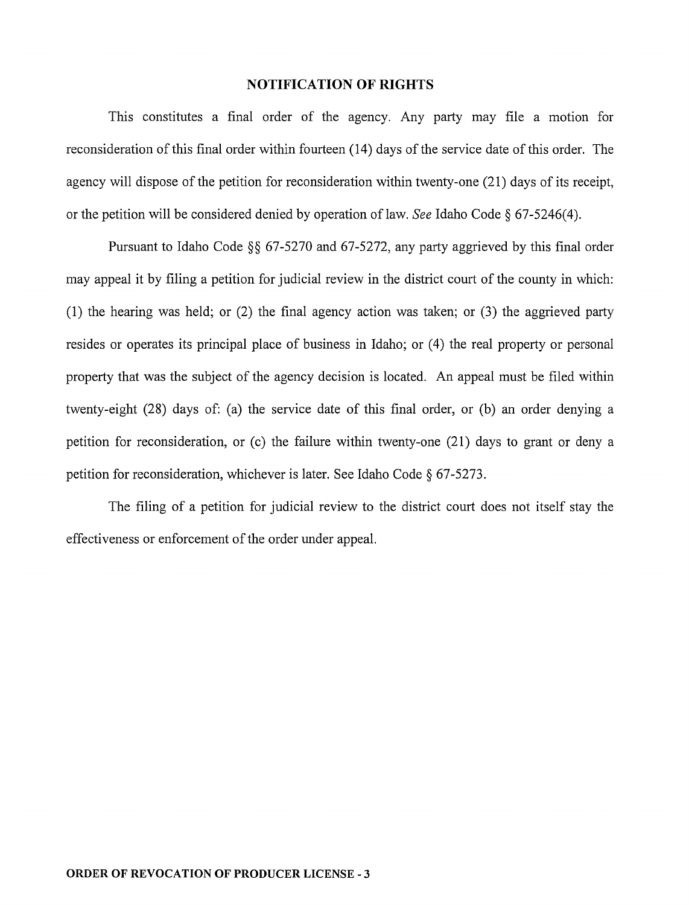## NOTIFICATION OF RIGHTS

This constitutes a final order of the agency. Any party may file a motion for reconsideration of this final order within fourteen (14) days of the service date of this order. The agency will dispose of the petition for reconsideration within twenty-one (21) days of its receipt, or the petition will be considered denied by operation of law. *See* Idaho Code § 67-5246(4).

Pursuant to Idaho Code §§ 67-5270 and 67-5272, any party aggrieved by this final order may appeal it by filing a petition for judicial review in the district court of the county in which: (1) the hearing was held; or (2) the final agency action was taken; or (3) the aggrieved party resides or operates its principal place of business in Idaho; or (4) the real property or personal property that was the subject of the agency decision is located. An appeal must be filed within twenty-eight (28) days of: (a) the service date of this final order, or (b) an order denying a petition for reconsideration, or (c) the failure within twenty-one (21) days to grant or deny a petition for reconsideration, whichever is later. See Idaho Code § 67-5273.

The filing of a petition for judicial review to the district court does not itself stay the effectiveness or enforcement of the order under appeal.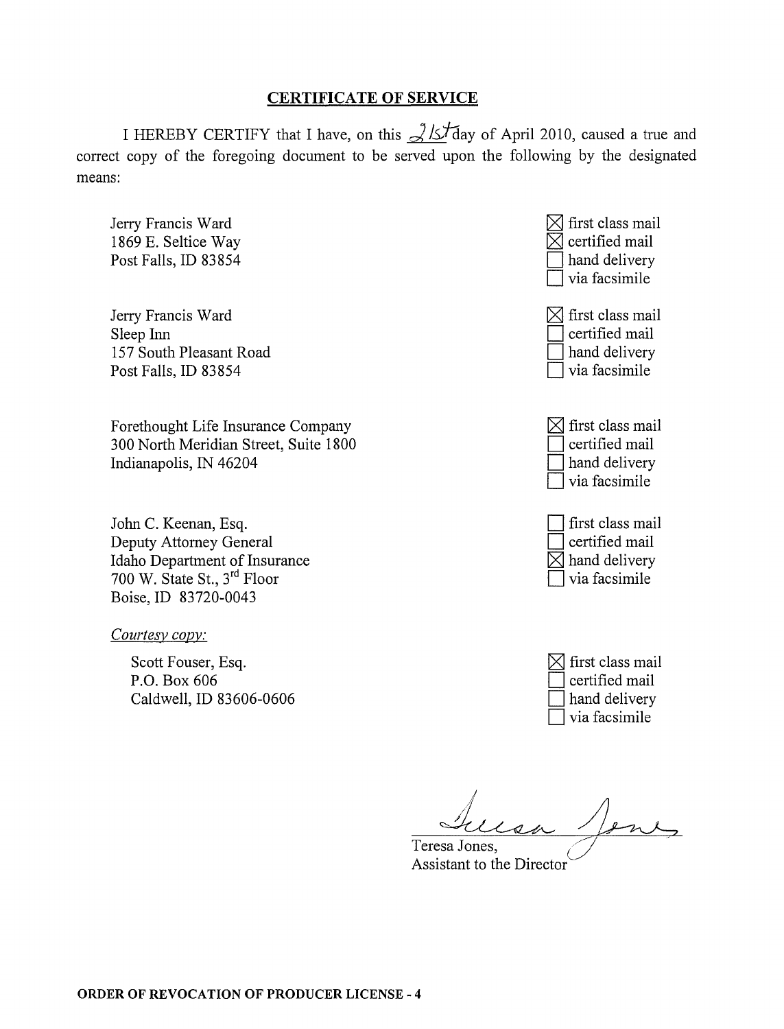## CERTIFICATE OF SERVICE

I HEREBY CERTIFY that I have, on this 21st day of April 2010, caused a true and correct copy of the foregoing document to be served upon the following by the designated means:

| | |
|---|---|
| Jerry Francis Ward<br>1869 E. Seltice Way<br>Post Falls, ID 83854 | ☒ first class mail<br>☒ certified mail<br>☐ hand delivery<br>☐ via facsimile |
| Jerry Francis Ward<br>Sleep Inn<br>157 South Pleasant Road<br>Post Falls, ID 83854 | ☒ first class mail<br>☐ certified mail<br>☐ hand delivery<br>☐ via facsimile |
| Forethought Life Insurance Company<br>300 North Meridian Street, Suite 1800<br>Indianapolis, IN 46204 | ☒ first class mail<br>☐ certified mail<br>☐ hand delivery<br>☐ via facsimile |
| John C. Keenan, Esq.<br>Deputy Attorney General<br>Idaho Department of Insurance<br>700 W. State St., 3rd Floor<br>Boise, ID 83720-0043 | ☐ first class mail<br>☐ certified mail<br>☒ hand delivery<br>☐ via facsimile |
| *Courtesy copy:*<br>Scott Fouser, Esq.<br>P.O. Box 606<br>Caldwell, ID 83606-0606 | ☒ first class mail<br>☐ certified mail<br>☐ hand delivery<br>☐ via facsimile |

Teresa Jones,
Assistant to the Director

**ORDER OF REVOCATION OF PRODUCER LICENSE - 4**